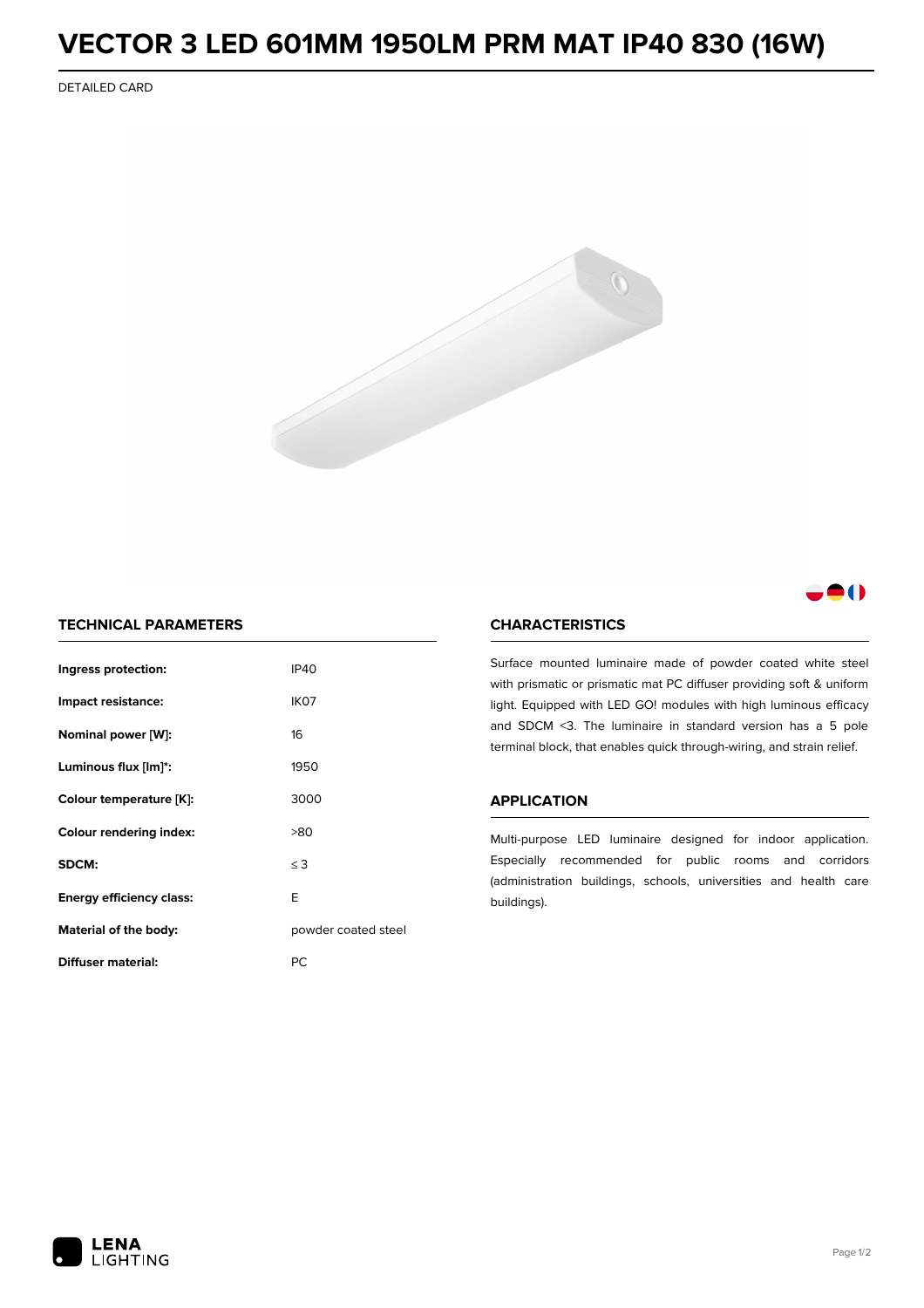# VECTOR 3 LED 601MM 1950LM PRM MAT IP40 830 (16W)

DETAILED CARD

## TECHNICAL PARAMETERS

| | |
|---|---|
| **Ingress protection:** | IP40 |
| **Impact resistance:** | IK07 |
| **Nominal power [W]:** | 16 |
| **Luminous flux [lm]*:** | 1950 |
| **Colour temperature [K]:** | 3000 |
| **Colour rendering index:** | >80 |
| **SDCM:** | ≤ 3 |
| **Energy efficiency class:** | E |
| **Material of the body:** | powder coated steel |
| **Diffuser material:** | PC |

## CHARACTERISTICS

Surface mounted luminaire made of powder coated white steel with prismatic or prismatic mat PC diffuser providing soft & uniform light. Equipped with LED GO! modules with high luminous efficacy and SDCM <3. The luminaire in standard version has a 5 pole terminal block, that enables quick through-wiring, and strain relief.

## APPLICATION

Multi-purpose LED luminaire designed for indoor application. Especially recommended for public rooms and corridors (administration buildings, schools, universities and health care buildings).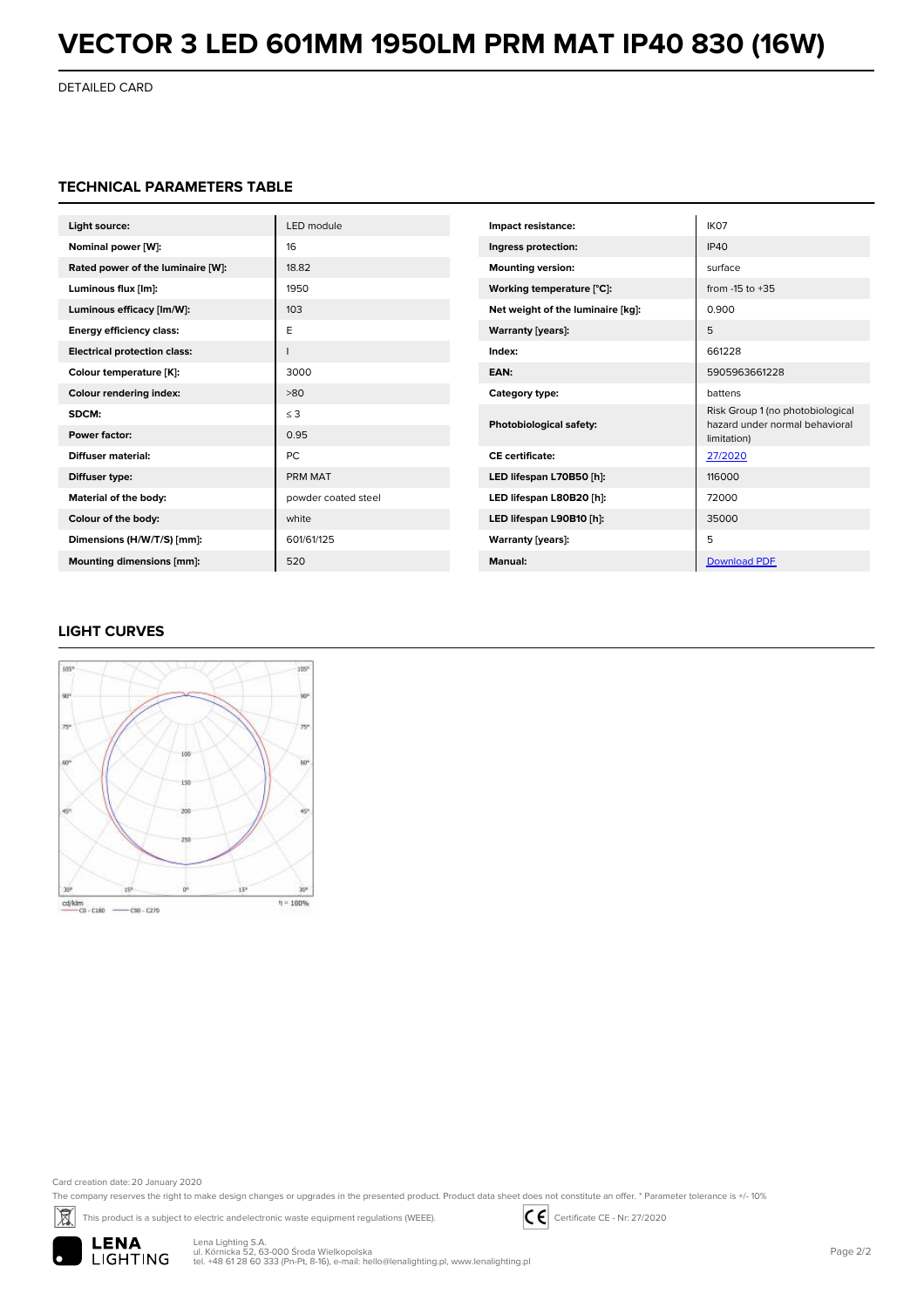# VECTOR 3 LED 601MM 1950LM PRM MAT IP40 830 (16W)

DETAILED CARD

## TECHNICAL PARAMETERS TABLE

| | |
|---|---|
| **Light source:** | LED module |
| **Nominal power [W]:** | 16 |
| **Rated power of the luminaire [W]:** | 18.82 |
| **Luminous flux [lm]:** | 1950 |
| **Luminous efficacy [lm/W]:** | 103 |
| **Energy efficiency class:** | E |
| **Electrical protection class:** | I |
| **Colour temperature [K]:** | 3000 |
| **Colour rendering index:** | >80 |
| **SDCM:** | ≤ 3 |
| **Power factor:** | 0.95 |
| **Diffuser material:** | PC |
| **Diffuser type:** | PRM MAT |
| **Material of the body:** | powder coated steel |
| **Colour of the body:** | white |
| **Dimensions (H/W/T/S) [mm]:** | 601/61/125 |
| **Mounting dimensions [mm]:** | 520 |
| **Impact resistance:** | IK07 |
| **Ingress protection:** | IP40 |
| **Mounting version:** | surface |
| **Working temperature [°C]:** | from -15 to +35 |
| **Net weight of the luminaire [kg]:** | 0.900 |
| **Warranty [years]:** | 5 |
| **Index:** | 661228 |
| **EAN:** | 5905963661228 |
| **Category type:** | battens |
| **Photobiological safety:** | Risk Group 1 (no photobiological hazard under normal behavioral limitation) |
| **CE certificate:** | [27/2020] |
| **LED lifespan L70B50 [h]:** | 116000 |
| **LED lifespan L80B20 [h]:** | 72000 |
| **LED lifespan L90B10 [h]:** | 35000 |
| **Warranty [years]:** | 5 |
| **Manual:** | [Download PDF] |

## LIGHT CURVES

105° 105°
90° 90°
75° 75°
60° 60°
45° 45°
30° 15° 0° 15° 30°
100
150
200
250
cd/klm
C0 - C180 C90 - C270
η = 100%

Card creation date: 20 January 2020

The company reserves the right to make design changes or upgrades in the presented product. Product data sheet does not constitute an offer. * Parameter tolerance is +/- 10%

This product is a subject to electric andelectronic waste equipment regulations (WEEE).

Certificate CE - Nr: 27/2020

LENA LIGHTING

Lena Lighting S.A.
ul. Kórnicka 52, 63-000 Środa Wielkopolska
tel. +48 61 28 60 333 (Pn-Pt, 8-16), e-mail: hello@lenalighting.pl, www.lenalighting.pl